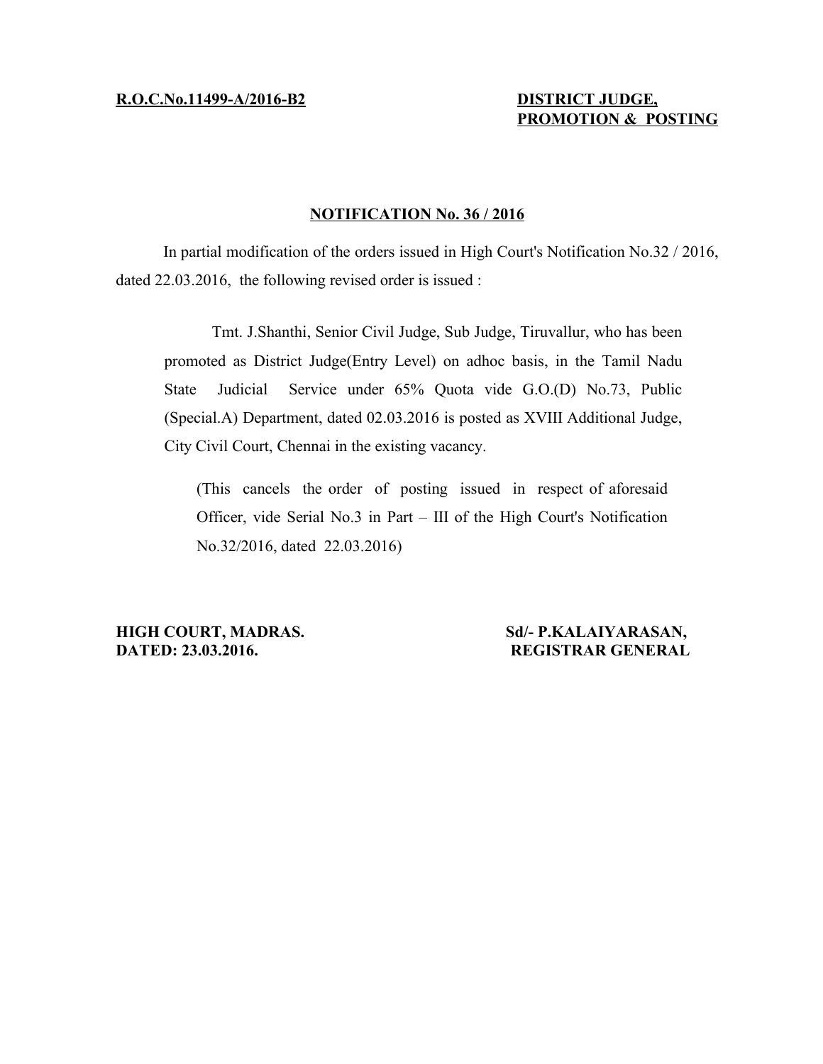**R.O.C.No.11499-A/2016-B2**

**DISTRICT JUDGE, PROMOTION & POSTING**

## NOTIFICATION No. 36 / 2016

In partial modification of the orders issued in High Court's Notification No.32 / 2016, dated 22.03.2016, the following revised order is issued :

> Tmt. J.Shanthi, Senior Civil Judge, Sub Judge, Tiruvallur, who has been promoted as District Judge(Entry Level) on adhoc basis, in the Tamil Nadu State Judicial Service under 65% Quota vide G.O.(D) No.73, Public (Special.A) Department, dated 02.03.2016 is posted as XVIII Additional Judge, City Civil Court, Chennai in the existing vacancy.
>
> (This cancels the order of posting issued in respect of aforesaid Officer, vide Serial No.3 in Part – III of the High Court's Notification No.32/2016, dated 22.03.2016)

**HIGH COURT, MADRAS.**
**DATED: 23.03.2016.**

**Sd/- P.KALAIYARASAN,**
**REGISTRAR GENERAL**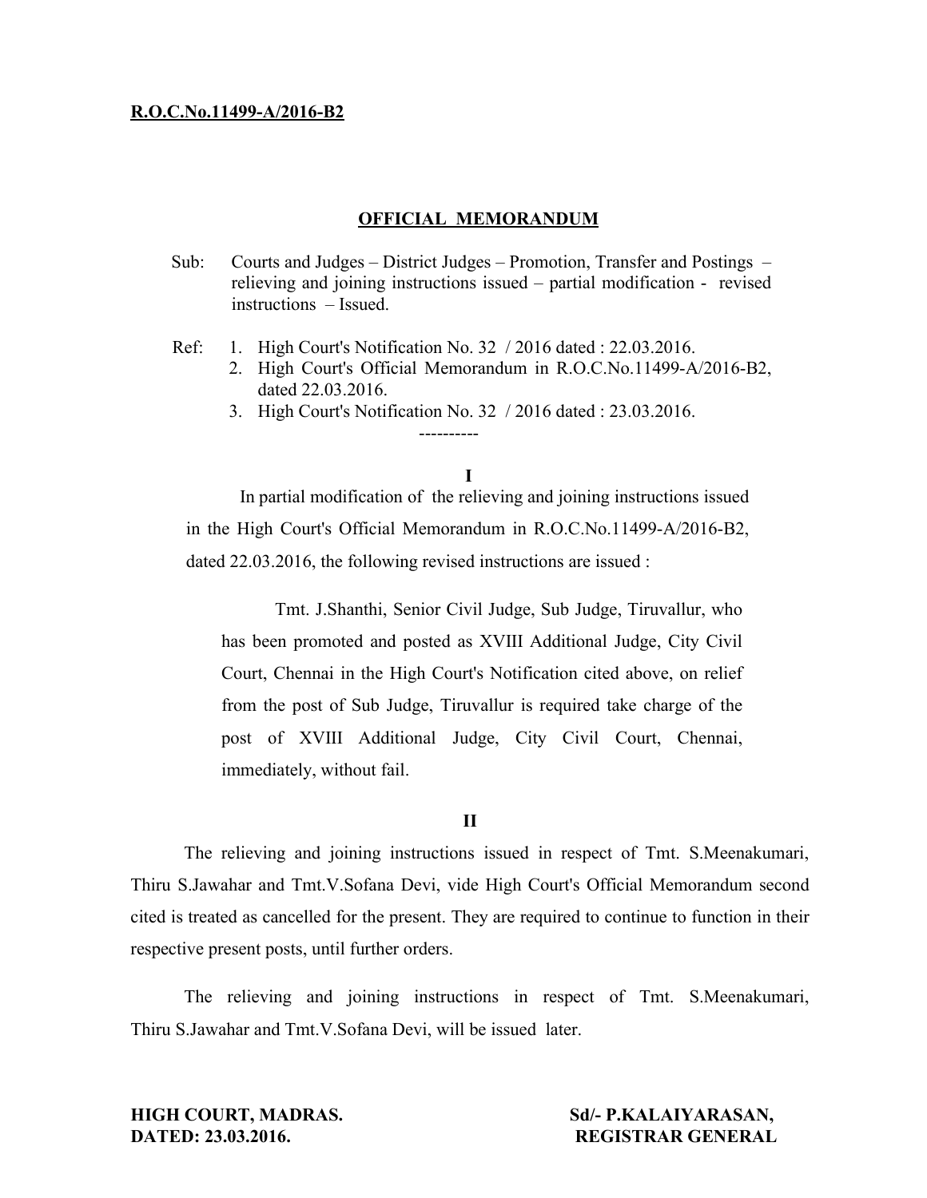**R.O.C.No.11499-A/2016-B2**

**OFFICIAL MEMORANDUM**

Sub: Courts and Judges – District Judges – Promotion, Transfer and Postings – relieving and joining instructions issued – partial modification - revised instructions – Issued.

Ref:
1. High Court's Notification No. 32 / 2016 dated : 22.03.2016.
2. High Court's Official Memorandum in R.O.C.No.11499-A/2016-B2, dated 22.03.2016.
3. High Court's Notification No. 32 / 2016 dated : 23.03.2016.

----------

**I**

In partial modification of the relieving and joining instructions issued in the High Court's Official Memorandum in R.O.C.No.11499-A/2016-B2, dated 22.03.2016, the following revised instructions are issued :

Tmt. J.Shanthi, Senior Civil Judge, Sub Judge, Tiruvallur, who has been promoted and posted as XVIII Additional Judge, City Civil Court, Chennai in the High Court's Notification cited above, on relief from the post of Sub Judge, Tiruvallur is required take charge of the post of XVIII Additional Judge, City Civil Court, Chennai, immediately, without fail.

**II**

The relieving and joining instructions issued in respect of Tmt. S.Meenakumari, Thiru S.Jawahar and Tmt.V.Sofana Devi, vide High Court's Official Memorandum second cited is treated as cancelled for the present. They are required to continue to function in their respective present posts, until further orders.

The relieving and joining instructions in respect of Tmt. S.Meenakumari, Thiru S.Jawahar and Tmt.V.Sofana Devi, will be issued later.

**HIGH COURT, MADRAS.**
**DATED: 23.03.2016.**

**Sd/- P.KALAIYARASAN,**
**REGISTRAR GENERAL**